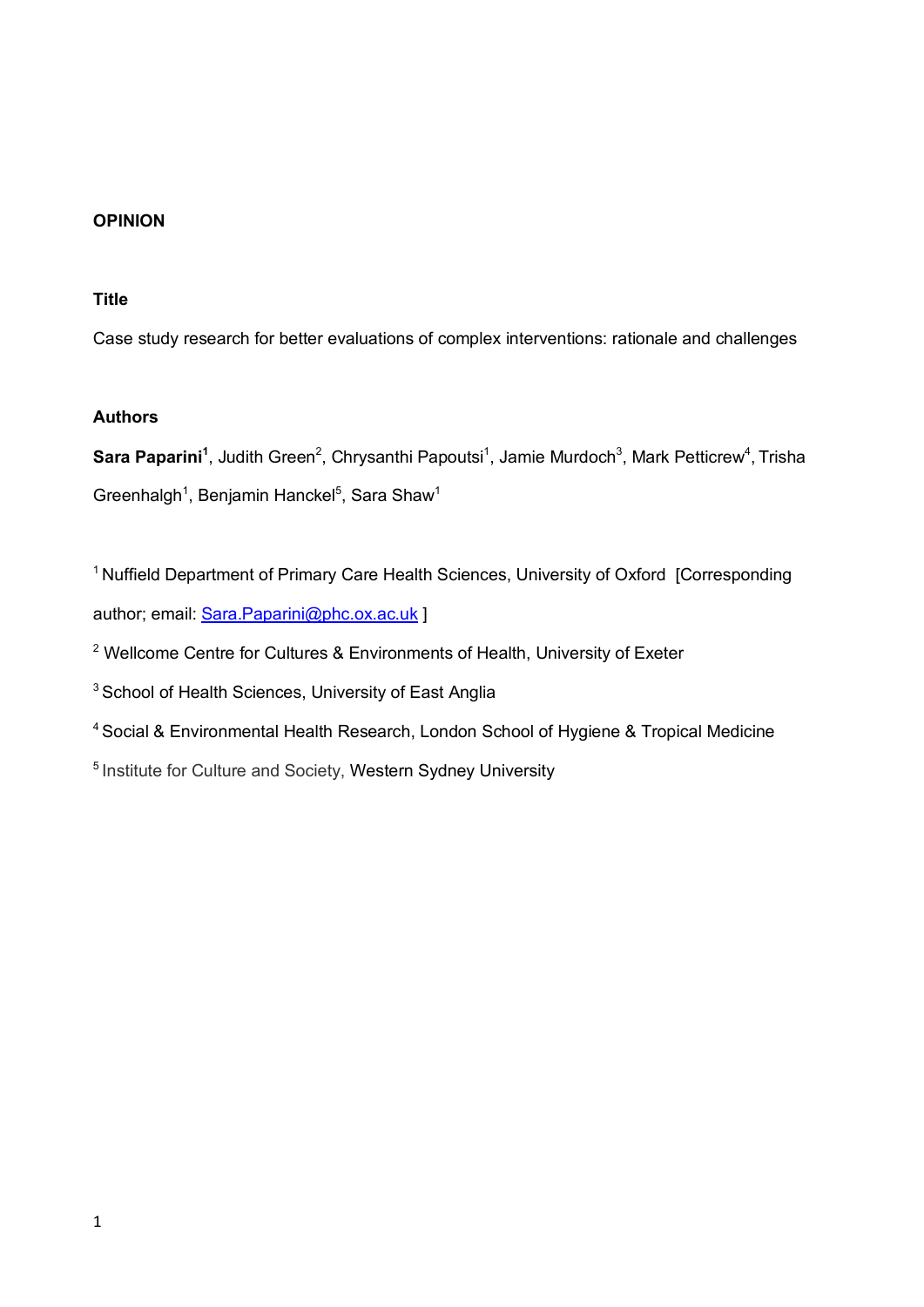**OPINION**

**Title**

Case study research for better evaluations of complex interventions: rationale and challenges

**Authors**

**Sara Paparini[1]**, Judith Green[2], Chrysanthi Papoutsi[1], Jamie Murdoch[3], Mark Petticrew[4], Trisha Greenhalgh[1], Benjamin Hanckel[5], Sara Shaw[1]

[1] Nuffield Department of Primary Care Health Sciences, University of Oxford [Corresponding author; email: Sara.Paparini@phc.ox.ac.uk ]

[2] Wellcome Centre for Cultures & Environments of Health, University of Exeter

[3] School of Health Sciences, University of East Anglia

[4] Social & Environmental Health Research, London School of Hygiene & Tropical Medicine

[5] Institute for Culture and Society, Western Sydney University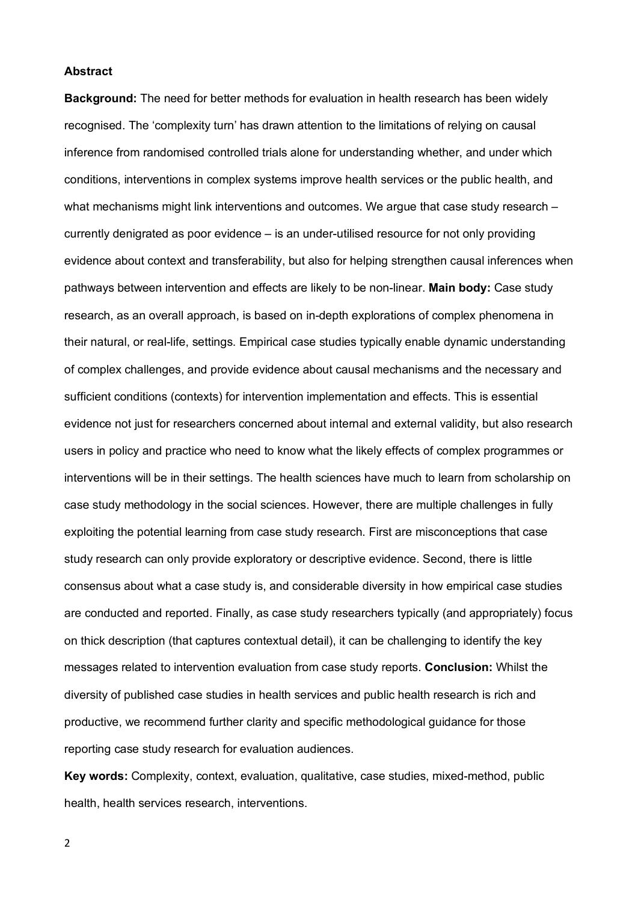**Abstract**

**Background:** The need for better methods for evaluation in health research has been widely recognised. The 'complexity turn' has drawn attention to the limitations of relying on causal inference from randomised controlled trials alone for understanding whether, and under which conditions, interventions in complex systems improve health services or the public health, and what mechanisms might link interventions and outcomes. We argue that case study research – currently denigrated as poor evidence – is an under-utilised resource for not only providing evidence about context and transferability, but also for helping strengthen causal inferences when pathways between intervention and effects are likely to be non-linear. **Main body:** Case study research, as an overall approach, is based on in-depth explorations of complex phenomena in their natural, or real-life, settings. Empirical case studies typically enable dynamic understanding of complex challenges, and provide evidence about causal mechanisms and the necessary and sufficient conditions (contexts) for intervention implementation and effects. This is essential evidence not just for researchers concerned about internal and external validity, but also research users in policy and practice who need to know what the likely effects of complex programmes or interventions will be in their settings. The health sciences have much to learn from scholarship on case study methodology in the social sciences. However, there are multiple challenges in fully exploiting the potential learning from case study research. First are misconceptions that case study research can only provide exploratory or descriptive evidence. Second, there is little consensus about what a case study is, and considerable diversity in how empirical case studies are conducted and reported. Finally, as case study researchers typically (and appropriately) focus on thick description (that captures contextual detail), it can be challenging to identify the key messages related to intervention evaluation from case study reports. **Conclusion:** Whilst the diversity of published case studies in health services and public health research is rich and productive, we recommend further clarity and specific methodological guidance for those reporting case study research for evaluation audiences.

**Key words:** Complexity, context, evaluation, qualitative, case studies, mixed-method, public health, health services research, interventions.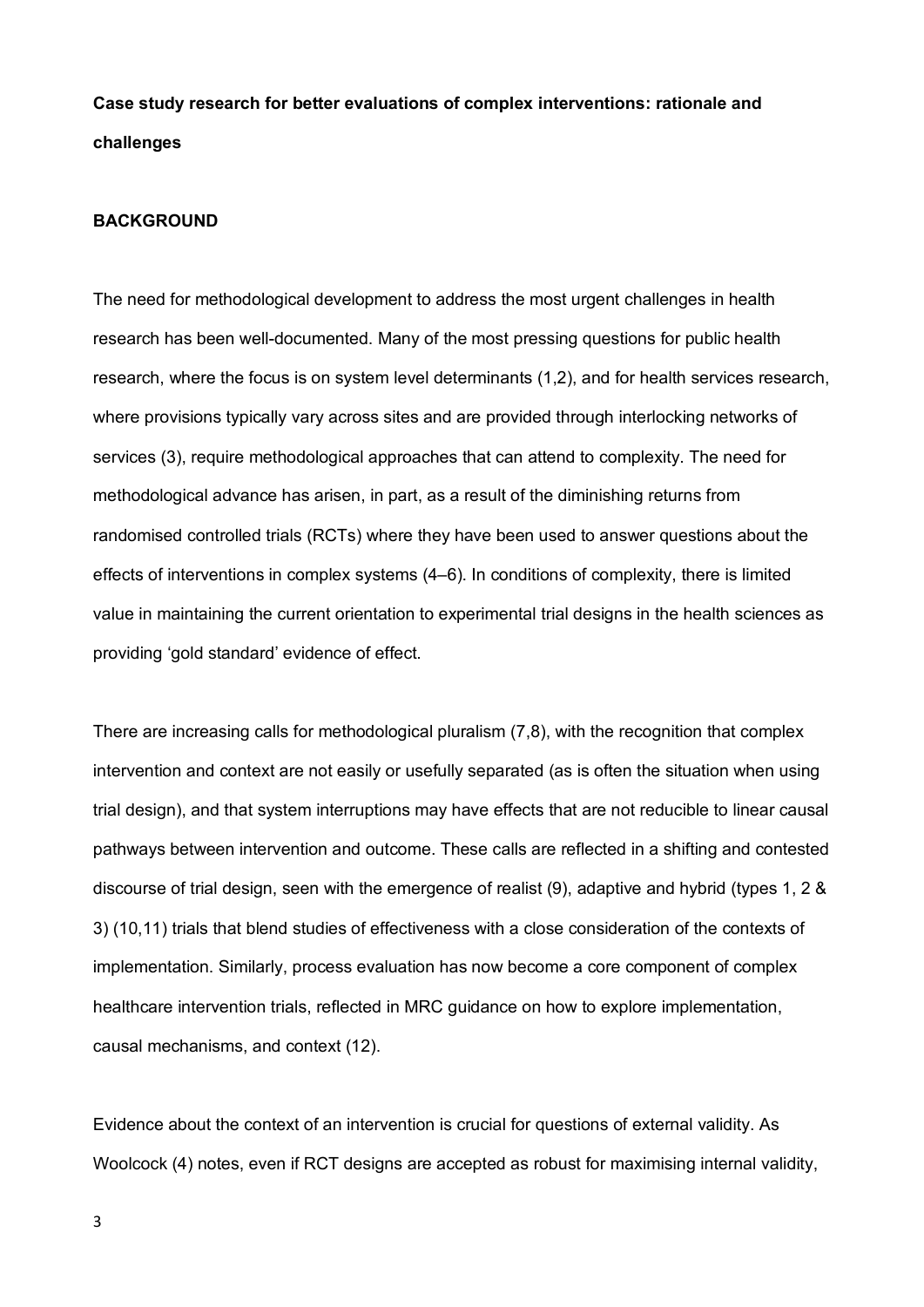**Case study research for better evaluations of complex interventions: rationale and challenges**

**BACKGROUND**

The need for methodological development to address the most urgent challenges in health research has been well-documented. Many of the most pressing questions for public health research, where the focus is on system level determinants (1,2), and for health services research, where provisions typically vary across sites and are provided through interlocking networks of services (3), require methodological approaches that can attend to complexity. The need for methodological advance has arisen, in part, as a result of the diminishing returns from randomised controlled trials (RCTs) where they have been used to answer questions about the effects of interventions in complex systems (4–6). In conditions of complexity, there is limited value in maintaining the current orientation to experimental trial designs in the health sciences as providing 'gold standard' evidence of effect.

There are increasing calls for methodological pluralism (7,8), with the recognition that complex intervention and context are not easily or usefully separated (as is often the situation when using trial design), and that system interruptions may have effects that are not reducible to linear causal pathways between intervention and outcome. These calls are reflected in a shifting and contested discourse of trial design, seen with the emergence of realist (9), adaptive and hybrid (types 1, 2 & 3) (10,11) trials that blend studies of effectiveness with a close consideration of the contexts of implementation. Similarly, process evaluation has now become a core component of complex healthcare intervention trials, reflected in MRC guidance on how to explore implementation, causal mechanisms, and context (12).

Evidence about the context of an intervention is crucial for questions of external validity. As Woolcock (4) notes, even if RCT designs are accepted as robust for maximising internal validity,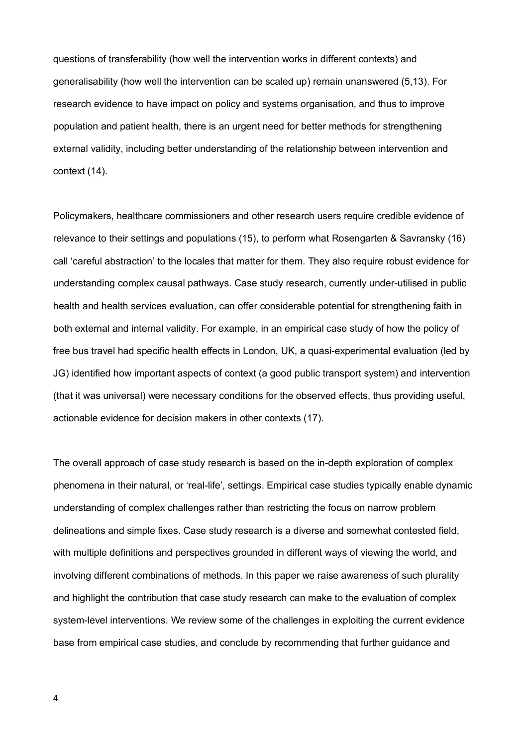questions of transferability (how well the intervention works in different contexts) and generalisability (how well the intervention can be scaled up) remain unanswered (5,13). For research evidence to have impact on policy and systems organisation, and thus to improve population and patient health, there is an urgent need for better methods for strengthening external validity, including better understanding of the relationship between intervention and context (14).

Policymakers, healthcare commissioners and other research users require credible evidence of relevance to their settings and populations (15), to perform what Rosengarten & Savransky (16) call 'careful abstraction' to the locales that matter for them. They also require robust evidence for understanding complex causal pathways. Case study research, currently under-utilised in public health and health services evaluation, can offer considerable potential for strengthening faith in both external and internal validity. For example, in an empirical case study of how the policy of free bus travel had specific health effects in London, UK, a quasi-experimental evaluation (led by JG) identified how important aspects of context (a good public transport system) and intervention (that it was universal) were necessary conditions for the observed effects, thus providing useful, actionable evidence for decision makers in other contexts (17).

The overall approach of case study research is based on the in-depth exploration of complex phenomena in their natural, or 'real-life', settings. Empirical case studies typically enable dynamic understanding of complex challenges rather than restricting the focus on narrow problem delineations and simple fixes. Case study research is a diverse and somewhat contested field, with multiple definitions and perspectives grounded in different ways of viewing the world, and involving different combinations of methods. In this paper we raise awareness of such plurality and highlight the contribution that case study research can make to the evaluation of complex system-level interventions. We review some of the challenges in exploiting the current evidence base from empirical case studies, and conclude by recommending that further guidance and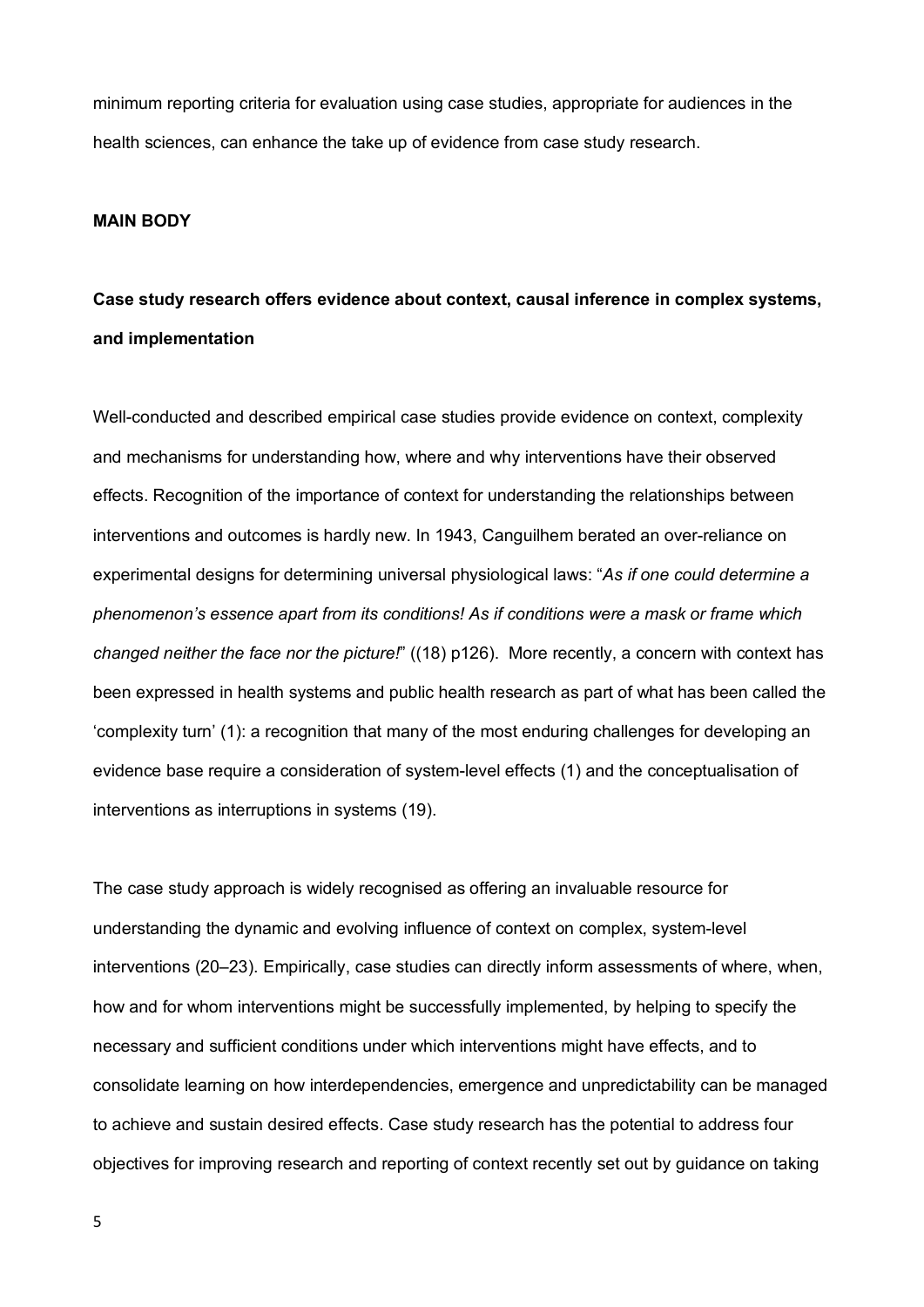minimum reporting criteria for evaluation using case studies, appropriate for audiences in the health sciences, can enhance the take up of evidence from case study research.

## MAIN BODY

### Case study research offers evidence about context, causal inference in complex systems, and implementation

Well-conducted and described empirical case studies provide evidence on context, complexity and mechanisms for understanding how, where and why interventions have their observed effects. Recognition of the importance of context for understanding the relationships between interventions and outcomes is hardly new. In 1943, Canguilhem berated an over-reliance on experimental designs for determining universal physiological laws: "*As if one could determine a phenomenon's essence apart from its conditions! As if conditions were a mask or frame which changed neither the face nor the picture!*" ((18) p126). More recently, a concern with context has been expressed in health systems and public health research as part of what has been called the 'complexity turn' (1): a recognition that many of the most enduring challenges for developing an evidence base require a consideration of system-level effects (1) and the conceptualisation of interventions as interruptions in systems (19).

The case study approach is widely recognised as offering an invaluable resource for understanding the dynamic and evolving influence of context on complex, system-level interventions (20–23). Empirically, case studies can directly inform assessments of where, when, how and for whom interventions might be successfully implemented, by helping to specify the necessary and sufficient conditions under which interventions might have effects, and to consolidate learning on how interdependencies, emergence and unpredictability can be managed to achieve and sustain desired effects. Case study research has the potential to address four objectives for improving research and reporting of context recently set out by guidance on taking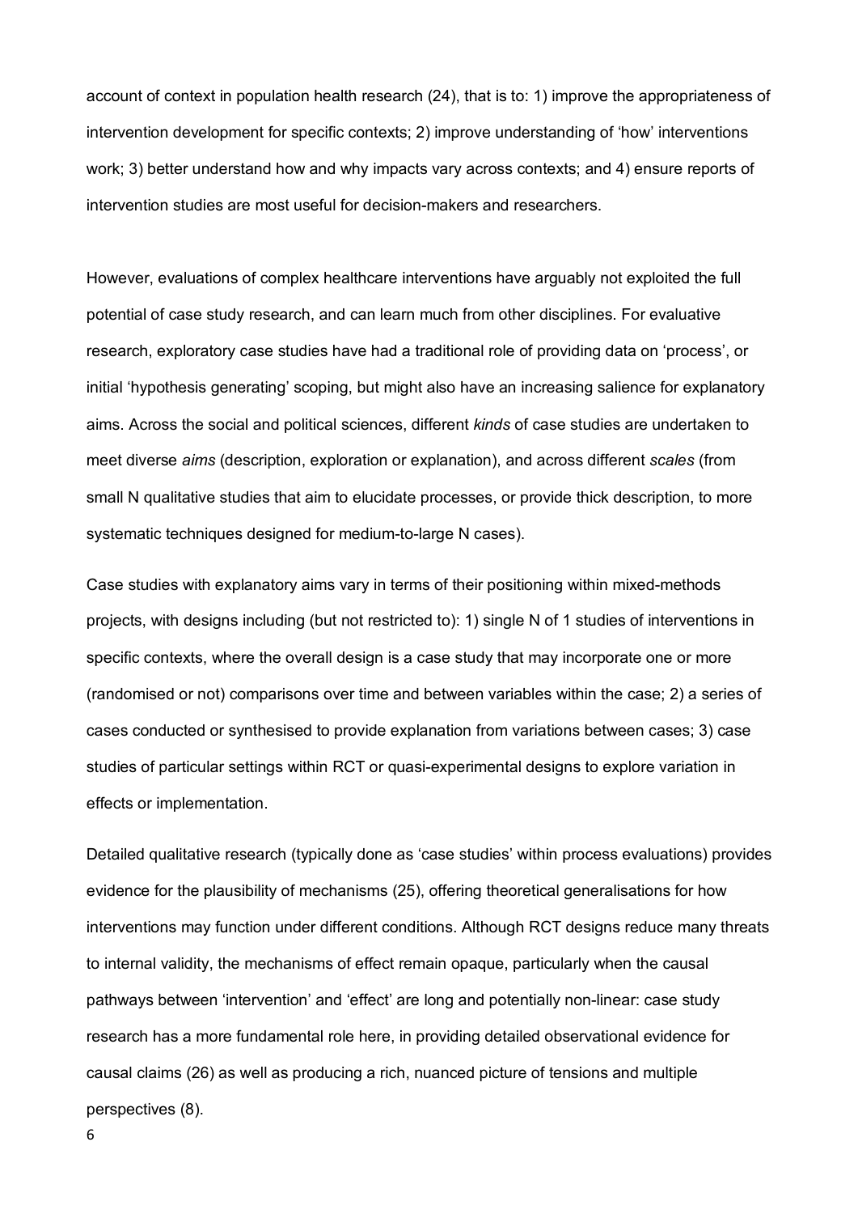account of context in population health research (24), that is to: 1) improve the appropriateness of intervention development for specific contexts; 2) improve understanding of 'how' interventions work; 3) better understand how and why impacts vary across contexts; and 4) ensure reports of intervention studies are most useful for decision-makers and researchers.

However, evaluations of complex healthcare interventions have arguably not exploited the full potential of case study research, and can learn much from other disciplines. For evaluative research, exploratory case studies have had a traditional role of providing data on 'process', or initial 'hypothesis generating' scoping, but might also have an increasing salience for explanatory aims. Across the social and political sciences, different *kinds* of case studies are undertaken to meet diverse *aims* (description, exploration or explanation), and across different *scales* (from small N qualitative studies that aim to elucidate processes, or provide thick description, to more systematic techniques designed for medium-to-large N cases).

Case studies with explanatory aims vary in terms of their positioning within mixed-methods projects, with designs including (but not restricted to): 1) single N of 1 studies of interventions in specific contexts, where the overall design is a case study that may incorporate one or more (randomised or not) comparisons over time and between variables within the case; 2) a series of cases conducted or synthesised to provide explanation from variations between cases; 3) case studies of particular settings within RCT or quasi-experimental designs to explore variation in effects or implementation.

Detailed qualitative research (typically done as 'case studies' within process evaluations) provides evidence for the plausibility of mechanisms (25), offering theoretical generalisations for how interventions may function under different conditions. Although RCT designs reduce many threats to internal validity, the mechanisms of effect remain opaque, particularly when the causal pathways between 'intervention' and 'effect' are long and potentially non-linear: case study research has a more fundamental role here, in providing detailed observational evidence for causal claims (26) as well as producing a rich, nuanced picture of tensions and multiple perspectives (8).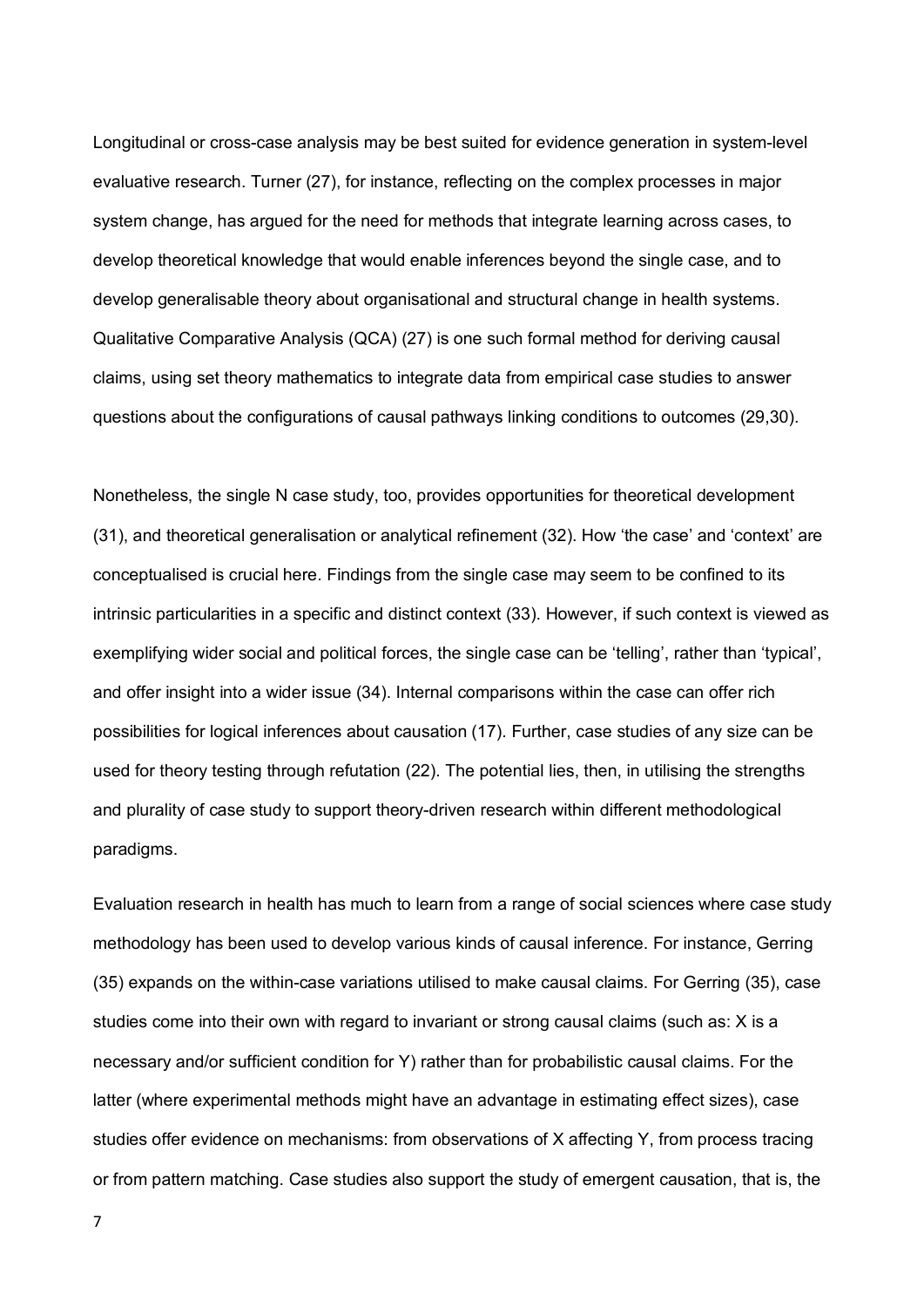Longitudinal or cross-case analysis may be best suited for evidence generation in system-level evaluative research. Turner (27), for instance, reflecting on the complex processes in major system change, has argued for the need for methods that integrate learning across cases, to develop theoretical knowledge that would enable inferences beyond the single case, and to develop generalisable theory about organisational and structural change in health systems. Qualitative Comparative Analysis (QCA) (27) is one such formal method for deriving causal claims, using set theory mathematics to integrate data from empirical case studies to answer questions about the configurations of causal pathways linking conditions to outcomes (29,30).

Nonetheless, the single N case study, too, provides opportunities for theoretical development (31), and theoretical generalisation or analytical refinement (32). How 'the case' and 'context' are conceptualised is crucial here. Findings from the single case may seem to be confined to its intrinsic particularities in a specific and distinct context (33). However, if such context is viewed as exemplifying wider social and political forces, the single case can be 'telling', rather than 'typical', and offer insight into a wider issue (34). Internal comparisons within the case can offer rich possibilities for logical inferences about causation (17). Further, case studies of any size can be used for theory testing through refutation (22). The potential lies, then, in utilising the strengths and plurality of case study to support theory-driven research within different methodological paradigms.

Evaluation research in health has much to learn from a range of social sciences where case study methodology has been used to develop various kinds of causal inference. For instance, Gerring (35) expands on the within-case variations utilised to make causal claims. For Gerring (35), case studies come into their own with regard to invariant or strong causal claims (such as: X is a necessary and/or sufficient condition for Y) rather than for probabilistic causal claims. For the latter (where experimental methods might have an advantage in estimating effect sizes), case studies offer evidence on mechanisms: from observations of X affecting Y, from process tracing or from pattern matching. Case studies also support the study of emergent causation, that is, the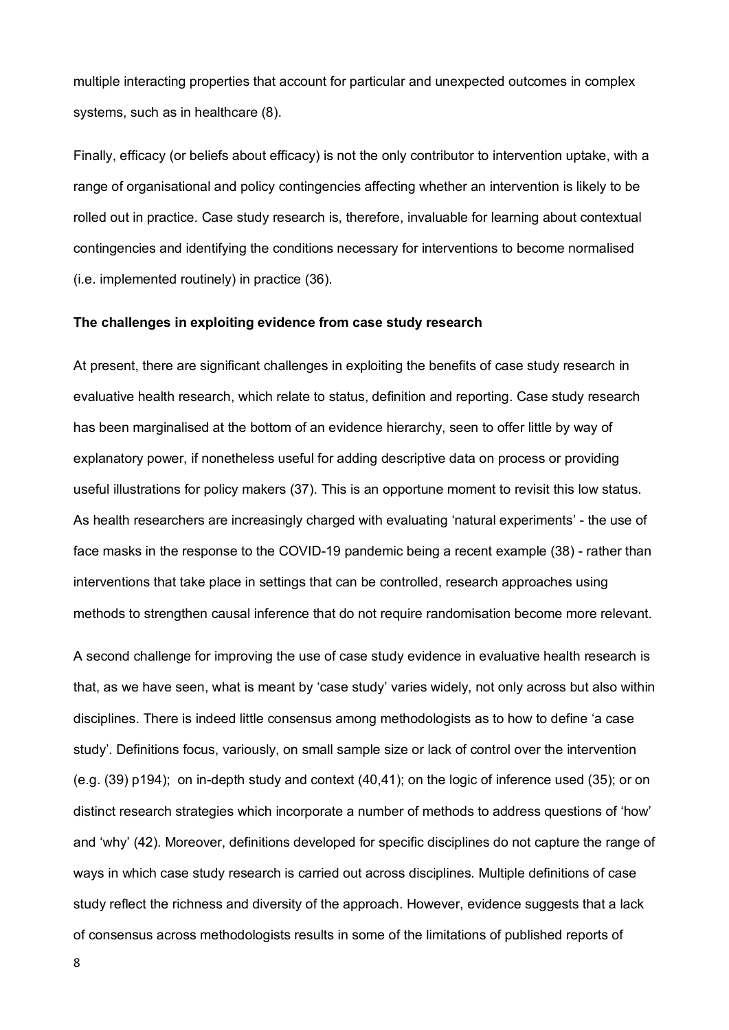multiple interacting properties that account for particular and unexpected outcomes in complex systems, such as in healthcare (8).

Finally, efficacy (or beliefs about efficacy) is not the only contributor to intervention uptake, with a range of organisational and policy contingencies affecting whether an intervention is likely to be rolled out in practice. Case study research is, therefore, invaluable for learning about contextual contingencies and identifying the conditions necessary for interventions to become normalised (i.e. implemented routinely) in practice (36).

**The challenges in exploiting evidence from case study research**

At present, there are significant challenges in exploiting the benefits of case study research in evaluative health research, which relate to status, definition and reporting. Case study research has been marginalised at the bottom of an evidence hierarchy, seen to offer little by way of explanatory power, if nonetheless useful for adding descriptive data on process or providing useful illustrations for policy makers (37). This is an opportune moment to revisit this low status. As health researchers are increasingly charged with evaluating 'natural experiments' - the use of face masks in the response to the COVID-19 pandemic being a recent example (38) - rather than interventions that take place in settings that can be controlled, research approaches using methods to strengthen causal inference that do not require randomisation become more relevant.

A second challenge for improving the use of case study evidence in evaluative health research is that, as we have seen, what is meant by 'case study' varies widely, not only across but also within disciplines. There is indeed little consensus among methodologists as to how to define 'a case study'. Definitions focus, variously, on small sample size or lack of control over the intervention (e.g. (39) p194); on in-depth study and context (40,41); on the logic of inference used (35); or on distinct research strategies which incorporate a number of methods to address questions of 'how' and 'why' (42). Moreover, definitions developed for specific disciplines do not capture the range of ways in which case study research is carried out across disciplines. Multiple definitions of case study reflect the richness and diversity of the approach. However, evidence suggests that a lack of consensus across methodologists results in some of the limitations of published reports of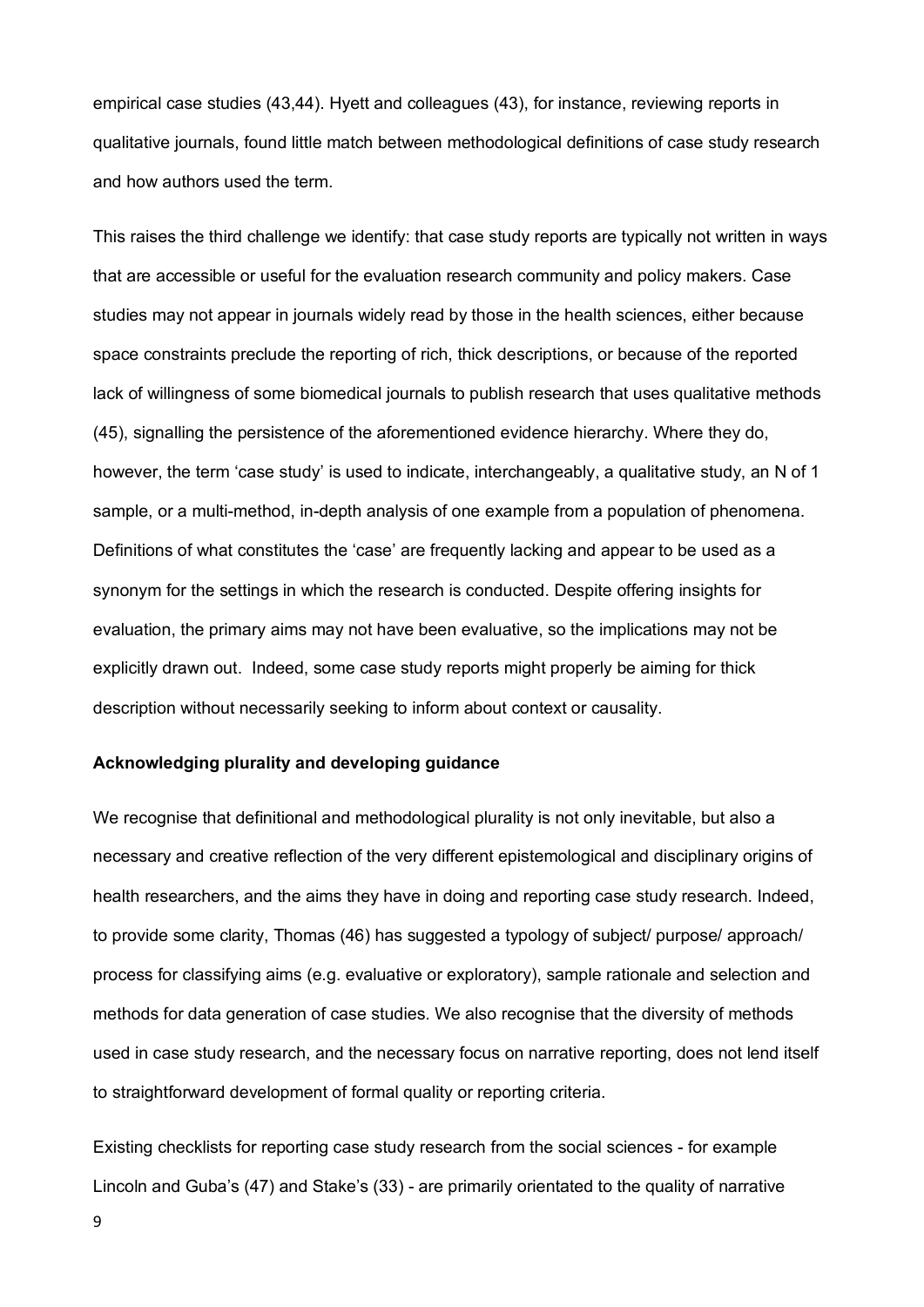empirical case studies (43,44). Hyett and colleagues (43), for instance, reviewing reports in qualitative journals, found little match between methodological definitions of case study research and how authors used the term.

This raises the third challenge we identify: that case study reports are typically not written in ways that are accessible or useful for the evaluation research community and policy makers. Case studies may not appear in journals widely read by those in the health sciences, either because space constraints preclude the reporting of rich, thick descriptions, or because of the reported lack of willingness of some biomedical journals to publish research that uses qualitative methods (45), signalling the persistence of the aforementioned evidence hierarchy. Where they do, however, the term 'case study' is used to indicate, interchangeably, a qualitative study, an N of 1 sample, or a multi-method, in-depth analysis of one example from a population of phenomena. Definitions of what constitutes the 'case' are frequently lacking and appear to be used as a synonym for the settings in which the research is conducted. Despite offering insights for evaluation, the primary aims may not have been evaluative, so the implications may not be explicitly drawn out. Indeed, some case study reports might properly be aiming for thick description without necessarily seeking to inform about context or causality.

**Acknowledging plurality and developing guidance**

We recognise that definitional and methodological plurality is not only inevitable, but also a necessary and creative reflection of the very different epistemological and disciplinary origins of health researchers, and the aims they have in doing and reporting case study research. Indeed, to provide some clarity, Thomas (46) has suggested a typology of subject/ purpose/ approach/ process for classifying aims (e.g. evaluative or exploratory), sample rationale and selection and methods for data generation of case studies. We also recognise that the diversity of methods used in case study research, and the necessary focus on narrative reporting, does not lend itself to straightforward development of formal quality or reporting criteria.

Existing checklists for reporting case study research from the social sciences - for example Lincoln and Guba's (47) and Stake's (33) - are primarily orientated to the quality of narrative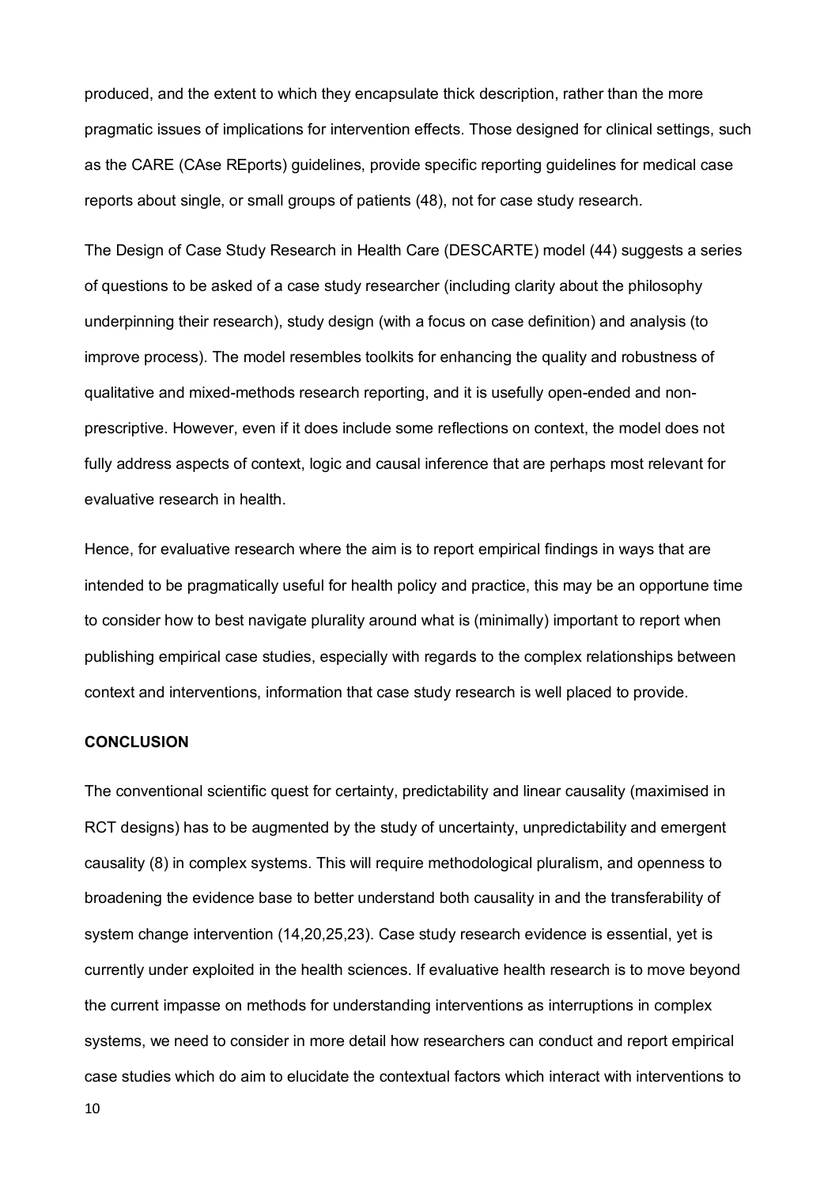produced, and the extent to which they encapsulate thick description, rather than the more pragmatic issues of implications for intervention effects. Those designed for clinical settings, such as the CARE (CAse REports) guidelines, provide specific reporting guidelines for medical case reports about single, or small groups of patients (48), not for case study research.

The Design of Case Study Research in Health Care (DESCARTE) model (44) suggests a series of questions to be asked of a case study researcher (including clarity about the philosophy underpinning their research), study design (with a focus on case definition) and analysis (to improve process). The model resembles toolkits for enhancing the quality and robustness of qualitative and mixed-methods research reporting, and it is usefully open-ended and non-prescriptive. However, even if it does include some reflections on context, the model does not fully address aspects of context, logic and causal inference that are perhaps most relevant for evaluative research in health.

Hence, for evaluative research where the aim is to report empirical findings in ways that are intended to be pragmatically useful for health policy and practice, this may be an opportune time to consider how to best navigate plurality around what is (minimally) important to report when publishing empirical case studies, especially with regards to the complex relationships between context and interventions, information that case study research is well placed to provide.

## CONCLUSION

The conventional scientific quest for certainty, predictability and linear causality (maximised in RCT designs) has to be augmented by the study of uncertainty, unpredictability and emergent causality (8) in complex systems. This will require methodological pluralism, and openness to broadening the evidence base to better understand both causality in and the transferability of system change intervention (14,20,25,23). Case study research evidence is essential, yet is currently under exploited in the health sciences. If evaluative health research is to move beyond the current impasse on methods for understanding interventions as interruptions in complex systems, we need to consider in more detail how researchers can conduct and report empirical case studies which do aim to elucidate the contextual factors which interact with interventions to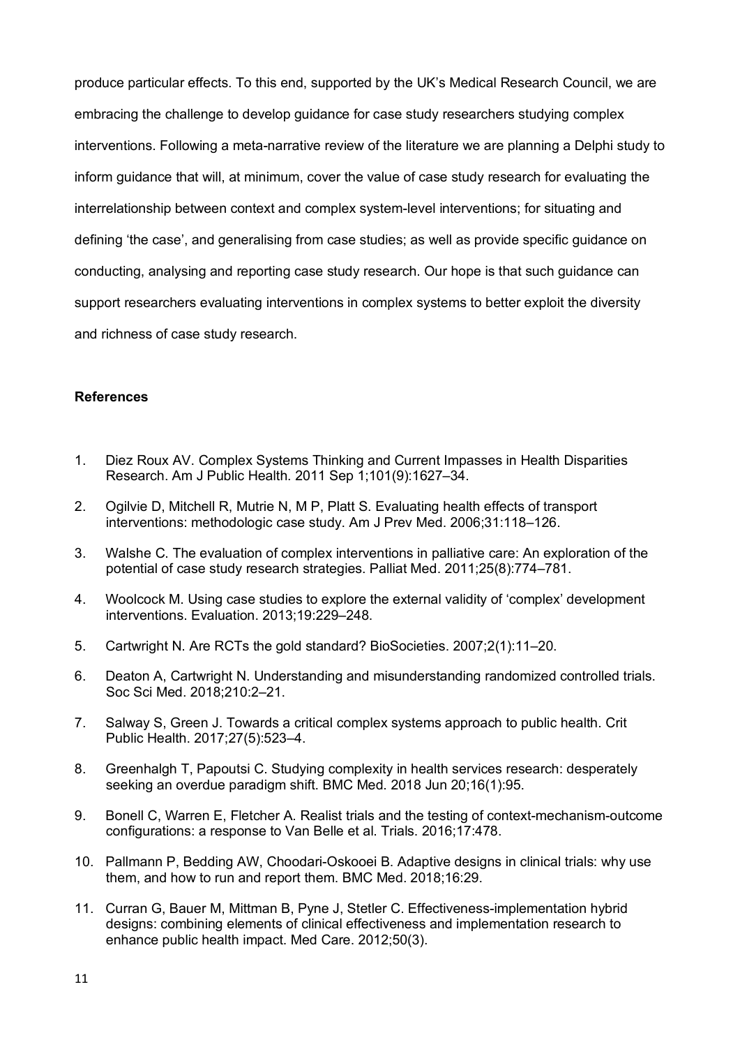produce particular effects. To this end, supported by the UK's Medical Research Council, we are embracing the challenge to develop guidance for case study researchers studying complex interventions. Following a meta-narrative review of the literature we are planning a Delphi study to inform guidance that will, at minimum, cover the value of case study research for evaluating the interrelationship between context and complex system-level interventions; for situating and defining 'the case', and generalising from case studies; as well as provide specific guidance on conducting, analysing and reporting case study research. Our hope is that such guidance can support researchers evaluating interventions in complex systems to better exploit the diversity and richness of case study research.

**References**

1. Diez Roux AV. Complex Systems Thinking and Current Impasses in Health Disparities Research. Am J Public Health. 2011 Sep 1;101(9):1627–34.
2. Ogilvie D, Mitchell R, Mutrie N, M P, Platt S. Evaluating health effects of transport interventions: methodologic case study. Am J Prev Med. 2006;31:118–126.
3. Walshe C. The evaluation of complex interventions in palliative care: An exploration of the potential of case study research strategies. Palliat Med. 2011;25(8):774–781.
4. Woolcock M. Using case studies to explore the external validity of 'complex' development interventions. Evaluation. 2013;19:229–248.
5. Cartwright N. Are RCTs the gold standard? BioSocieties. 2007;2(1):11–20.
6. Deaton A, Cartwright N. Understanding and misunderstanding randomized controlled trials. Soc Sci Med. 2018;210:2–21.
7. Salway S, Green J. Towards a critical complex systems approach to public health. Crit Public Health. 2017;27(5):523–4.
8. Greenhalgh T, Papoutsi C. Studying complexity in health services research: desperately seeking an overdue paradigm shift. BMC Med. 2018 Jun 20;16(1):95.
9. Bonell C, Warren E, Fletcher A. Realist trials and the testing of context-mechanism-outcome configurations: a response to Van Belle et al. Trials. 2016;17:478.
10. Pallmann P, Bedding AW, Choodari-Oskooei B. Adaptive designs in clinical trials: why use them, and how to run and report them. BMC Med. 2018;16:29.
11. Curran G, Bauer M, Mittman B, Pyne J, Stetler C. Effectiveness-implementation hybrid designs: combining elements of clinical effectiveness and implementation research to enhance public health impact. Med Care. 2012;50(3).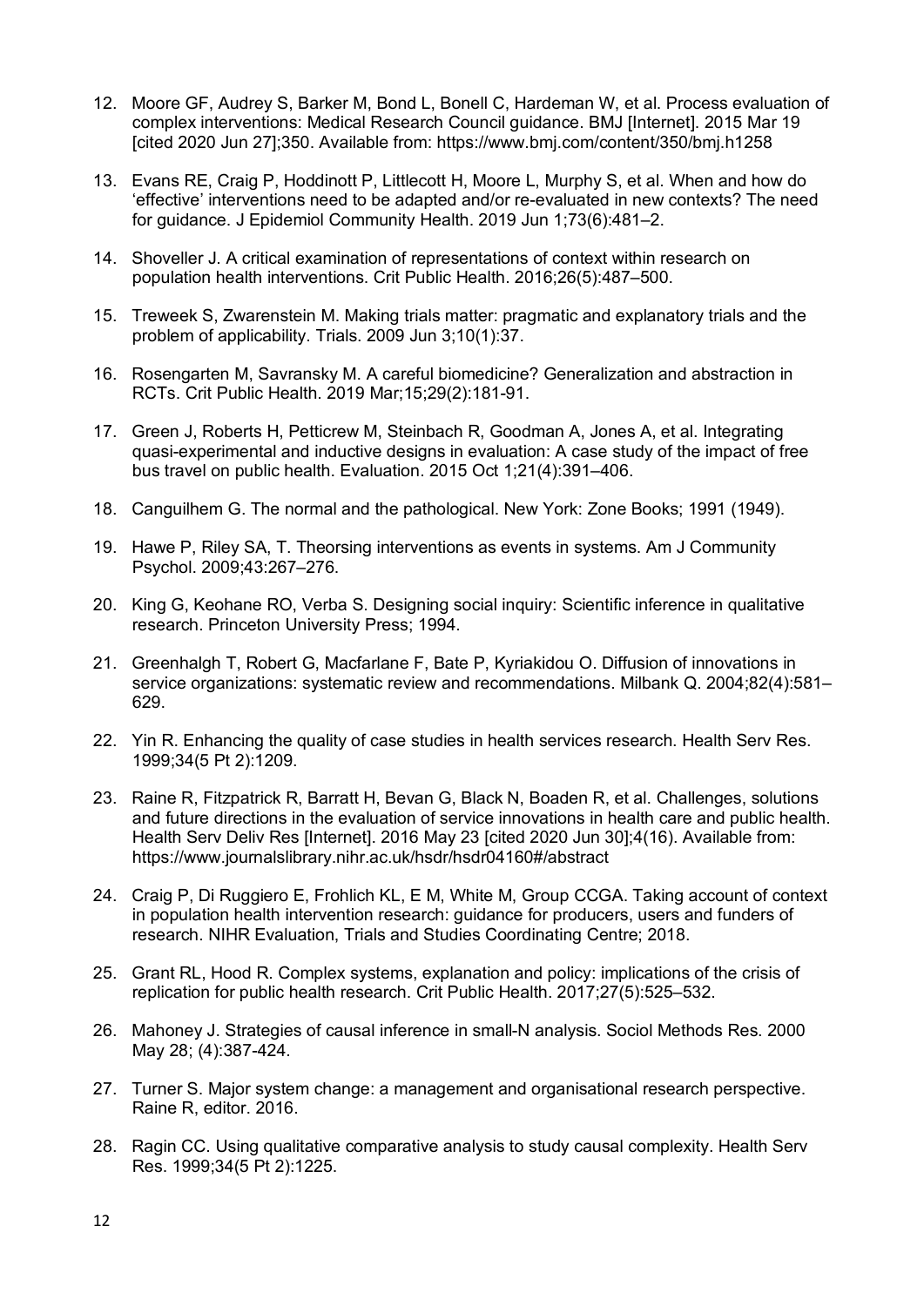12. Moore GF, Audrey S, Barker M, Bond L, Bonell C, Hardeman W, et al. Process evaluation of complex interventions: Medical Research Council guidance. BMJ [Internet]. 2015 Mar 19 [cited 2020 Jun 27];350. Available from: https://www.bmj.com/content/350/bmj.h1258

13. Evans RE, Craig P, Hoddinott P, Littlecott H, Moore L, Murphy S, et al. When and how do 'effective' interventions need to be adapted and/or re-evaluated in new contexts? The need for guidance. J Epidemiol Community Health. 2019 Jun 1;73(6):481–2.

14. Shoveller J. A critical examination of representations of context within research on population health interventions. Crit Public Health. 2016;26(5):487–500.

15. Treweek S, Zwarenstein M. Making trials matter: pragmatic and explanatory trials and the problem of applicability. Trials. 2009 Jun 3;10(1):37.

16. Rosengarten M, Savransky M. A careful biomedicine? Generalization and abstraction in RCTs. Crit Public Health. 2019 Mar;15;29(2):181-91.

17. Green J, Roberts H, Petticrew M, Steinbach R, Goodman A, Jones A, et al. Integrating quasi-experimental and inductive designs in evaluation: A case study of the impact of free bus travel on public health. Evaluation. 2015 Oct 1;21(4):391–406.

18. Canguilhem G. The normal and the pathological. New York: Zone Books; 1991 (1949).

19. Hawe P, Riley SA, T. Theorsing interventions as events in systems. Am J Community Psychol. 2009;43:267–276.

20. King G, Keohane RO, Verba S. Designing social inquiry: Scientific inference in qualitative research. Princeton University Press; 1994.

21. Greenhalgh T, Robert G, Macfarlane F, Bate P, Kyriakidou O. Diffusion of innovations in service organizations: systematic review and recommendations. Milbank Q. 2004;82(4):581–629.

22. Yin R. Enhancing the quality of case studies in health services research. Health Serv Res. 1999;34(5 Pt 2):1209.

23. Raine R, Fitzpatrick R, Barratt H, Bevan G, Black N, Boaden R, et al. Challenges, solutions and future directions in the evaluation of service innovations in health care and public health. Health Serv Deliv Res [Internet]. 2016 May 23 [cited 2020 Jun 30];4(16). Available from: https://www.journalslibrary.nihr.ac.uk/hsdr/hsdr04160#/abstract

24. Craig P, Di Ruggiero E, Frohlich KL, E M, White M, Group CCGA. Taking account of context in population health intervention research: guidance for producers, users and funders of research. NIHR Evaluation, Trials and Studies Coordinating Centre; 2018.

25. Grant RL, Hood R. Complex systems, explanation and policy: implications of the crisis of replication for public health research. Crit Public Health. 2017;27(5):525–532.

26. Mahoney J. Strategies of causal inference in small-N analysis. Sociol Methods Res. 2000 May 28; (4):387-424.

27. Turner S. Major system change: a management and organisational research perspective. Raine R, editor. 2016.

28. Ragin CC. Using qualitative comparative analysis to study causal complexity. Health Serv Res. 1999;34(5 Pt 2):1225.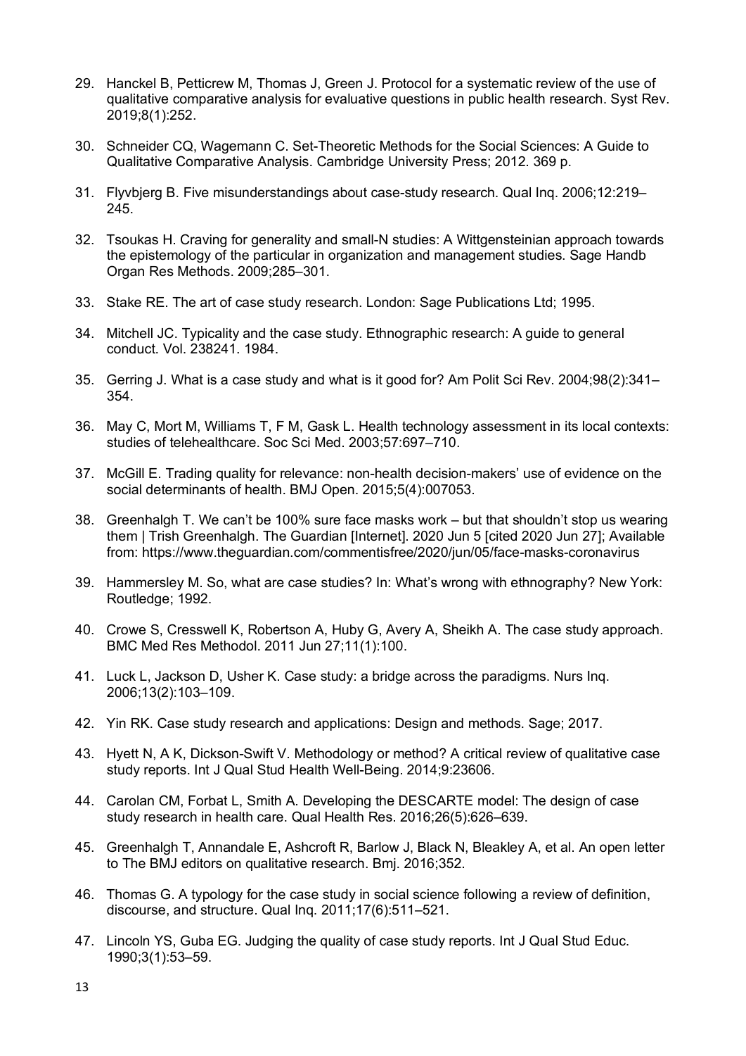29. Hanckel B, Petticrew M, Thomas J, Green J. Protocol for a systematic review of the use of qualitative comparative analysis for evaluative questions in public health research. Syst Rev. 2019;8(1):252.

30. Schneider CQ, Wagemann C. Set-Theoretic Methods for the Social Sciences: A Guide to Qualitative Comparative Analysis. Cambridge University Press; 2012. 369 p.

31. Flyvbjerg B. Five misunderstandings about case-study research. Qual Inq. 2006;12:219–245.

32. Tsoukas H. Craving for generality and small-N studies: A Wittgensteinian approach towards the epistemology of the particular in organization and management studies. Sage Handb Organ Res Methods. 2009;285–301.

33. Stake RE. The art of case study research. London: Sage Publications Ltd; 1995.

34. Mitchell JC. Typicality and the case study. Ethnographic research: A guide to general conduct. Vol. 238241. 1984.

35. Gerring J. What is a case study and what is it good for? Am Polit Sci Rev. 2004;98(2):341–354.

36. May C, Mort M, Williams T, F M, Gask L. Health technology assessment in its local contexts: studies of telehealthcare. Soc Sci Med. 2003;57:697–710.

37. McGill E. Trading quality for relevance: non-health decision-makers' use of evidence on the social determinants of health. BMJ Open. 2015;5(4):007053.

38. Greenhalgh T. We can't be 100% sure face masks work – but that shouldn't stop us wearing them | Trish Greenhalgh. The Guardian [Internet]. 2020 Jun 5 [cited 2020 Jun 27]; Available from: https://www.theguardian.com/commentisfree/2020/jun/05/face-masks-coronavirus

39. Hammersley M. So, what are case studies? In: What's wrong with ethnography? New York: Routledge; 1992.

40. Crowe S, Cresswell K, Robertson A, Huby G, Avery A, Sheikh A. The case study approach. BMC Med Res Methodol. 2011 Jun 27;11(1):100.

41. Luck L, Jackson D, Usher K. Case study: a bridge across the paradigms. Nurs Inq. 2006;13(2):103–109.

42. Yin RK. Case study research and applications: Design and methods. Sage; 2017.

43. Hyett N, A K, Dickson-Swift V. Methodology or method? A critical review of qualitative case study reports. Int J Qual Stud Health Well-Being. 2014;9:23606.

44. Carolan CM, Forbat L, Smith A. Developing the DESCARTE model: The design of case study research in health care. Qual Health Res. 2016;26(5):626–639.

45. Greenhalgh T, Annandale E, Ashcroft R, Barlow J, Black N, Bleakley A, et al. An open letter to The BMJ editors on qualitative research. Bmj. 2016;352.

46. Thomas G. A typology for the case study in social science following a review of definition, discourse, and structure. Qual Inq. 2011;17(6):511–521.

47. Lincoln YS, Guba EG. Judging the quality of case study reports. Int J Qual Stud Educ. 1990;3(1):53–59.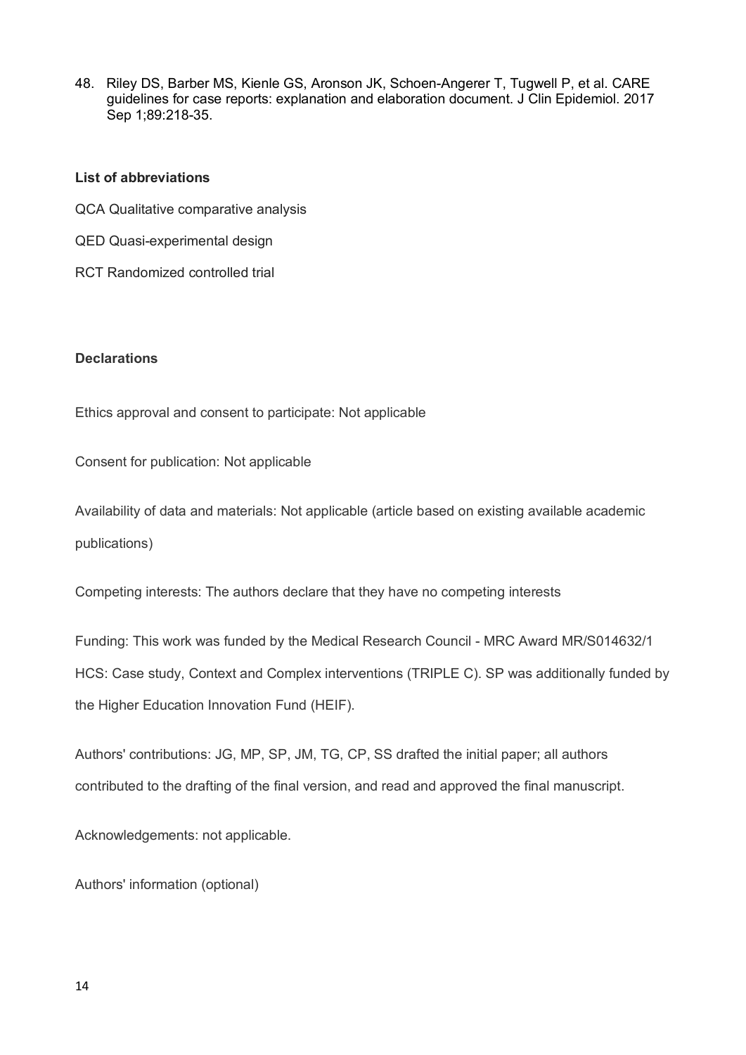48. Riley DS, Barber MS, Kienle GS, Aronson JK, Schoen-Angerer T, Tugwell P, et al. CARE guidelines for case reports: explanation and elaboration document. J Clin Epidemiol. 2017 Sep 1;89:218-35.

**List of abbreviations**

QCA Qualitative comparative analysis

QED Quasi-experimental design

RCT Randomized controlled trial

**Declarations**

Ethics approval and consent to participate: Not applicable

Consent for publication: Not applicable

Availability of data and materials: Not applicable (article based on existing available academic publications)

Competing interests: The authors declare that they have no competing interests

Funding: This work was funded by the Medical Research Council - MRC Award MR/S014632/1 HCS: Case study, Context and Complex interventions (TRIPLE C). SP was additionally funded by the Higher Education Innovation Fund (HEIF).

Authors' contributions: JG, MP, SP, JM, TG, CP, SS drafted the initial paper; all authors contributed to the drafting of the final version, and read and approved the final manuscript.

Acknowledgements: not applicable.

Authors' information (optional)